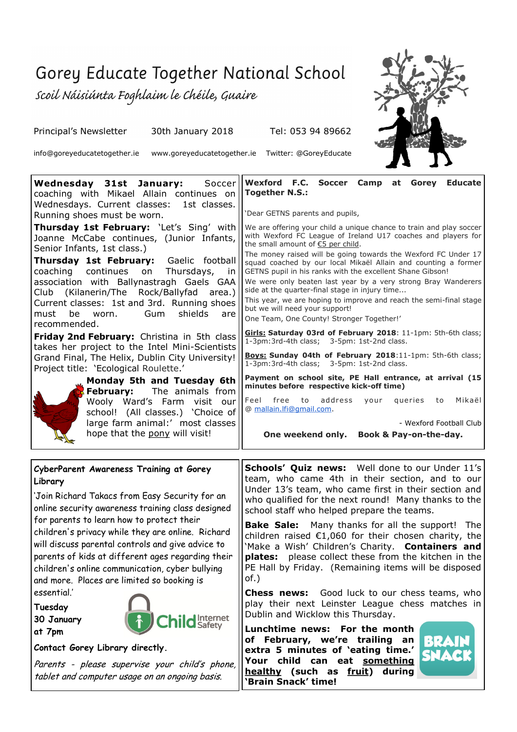# Gorey Educate Together National School

*Scoil Náisiúnta Foghlaim le Chéile, Guaire*

Principal's Newsletter 30th January 2018 Tel: 053 94 89662

info@goreyeducatetogether.ie www.goreyeducatetogether.ie Twitter: @GoreyEducate

**Wednesday 31st January:** Soccer coaching with Mikael Allain continues on Wednesdays. Current classes: 1st classes. Running shoes must be worn.

**Thursday 1st February:** 'Let's Sing' with Joanne McCabe continues, (Junior Infants, Senior Infants, 1st class.)

**Thursday 1st February:** Gaelic football coaching continues on Thursdays, in association with Ballynastragh Gaels GAA Club (Kilanerin/The Rock/Ballyfad area.) Current classes: 1st and 3rd. Running shoes must be worn. Gum shields are recommended.

**Friday 2nd February:** Christina in 5th class takes her project to the Intel Mini-Scientists Grand Final, The Helix, Dublin City University! Project title: 'Ecological Roulette.'

**Monday 5th and Tuesday 6th February:** The animals from Wooly Ward's Farm visit our school! (All classes.) 'Choice of large farm animal:' most classes hope that the pony will visit!

**Wexford F.C. Soccer Camp at Gorey Educate Together N.S.:**

'Dear GETNS parents and pupils,

We are offering your child a unique chance to train and play soccer with Wexford FC League of Ireland U17 coaches and players for the small amount of €5 per child.

The money raised will be going towards the Wexford FC Under 17 squad coached by our local Mikaël Allain and counting a former GETNS pupil in his ranks with the excellent Shane Gibson!

We were only beaten last year by a very strong Bray Wanderers side at the quarter-final stage in injury time...

This year, we are hoping to improve and reach the semi-final stage but we will need your support!

One Team, One County! Stronger Together!'

**Girls: Saturday 03rd of February 2018**: 11-1pm: 5th-6th class; 1-3pm:3rd-4th class; 3-5pm: 1st-2nd class.

**Boys: Sunday 04th of February 2018**:11-1pm: 5th-6th class; 1-3pm:3rd-4th class; 3-5pm: 1st-2nd class.

**Payment on school site, PE Hall entrance, at arrival (15 minutes before respective kick-off time)**

Feel free to address your queries to Mikaël @ mallain.lfi@gmail.com.

\- Wexford Football Club

**One weekend only. Book & Pay-on-the-day.**

**CyberParent Awareness Training at Gorey Library**

'Join Richard Takacs from Easy Security for an online security awareness training class designed for parents to learn how to protect their children's privacy while they are online. Richard will discuss parental controls and give advice to parents of kids at different ages regarding their children's online communication, cyber bullying and more. Places are limited so booking is essential.'

**Tuesday 30 January at 7pm**

**Contact Gorey Library directly.**

*Parents - please supervise your child's phone, tablet and computer usage on an ongoing basis.*

**Schools' Quiz news:** Well done to our Under 11's team, who came 4th in their section, and to our Under 13's team, who came first in their section and who qualified for the next round! Many thanks to the school staff who helped prepare the teams.

**Bake Sale:** Many thanks for all the support! The children raised €1,060 for their chosen charity, the 'Make a Wish' Children's Charity. **Containers and plates:** please collect these from the kitchen in the PE Hall by Friday. (Remaining items will be disposed of.)

**Chess news:** Good luck to our chess teams, who play their next Leinster League chess matches in Dublin and Wicklow this Thursday.

**Lunchtime news: For the month of February, we're trailing an extra 5 minutes of 'eating time.' Your child can eat something healthy (such as fruit) during 'Brain Snack' time!**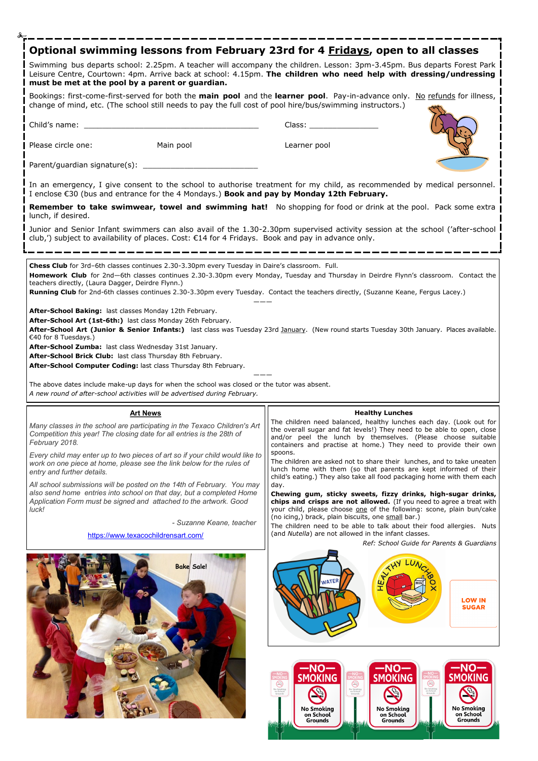## Optional swimming lessons from February 23rd for 4 Fridays, open to all classes

Swimming bus departs school: 2.25pm. A teacher will accompany the children. Lesson: 3pm-3.45pm. Bus departs Forest Park Leisure Centre, Courtown: 4pm. Arrive back at school: 4.15pm. **The children who need help with dressing/undressing must be met at the pool by a parent or guardian.**

Bookings: first-come-first-served for both the **main pool** and the **learner pool**. Pay-in-advance only. No refunds for illness, change of mind, etc. (The school still needs to pay the full cost of pool hire/bus/swimming instructors.)

Child's name: ______________________________ Class: ______________

Please circle one: Main pool Learner pool

Parent/guardian signature(s): ______________________

In an emergency, I give consent to the school to authorise treatment for my child, as recommended by medical personnel. I enclose €30 (bus and entrance for the 4 Mondays.) **Book and pay by Monday 12th February.**

**Remember to take swimwear, towel and swimming hat!** No shopping for food or drink at the pool. Pack some extra lunch, if desired.

Junior and Senior Infant swimmers can also avail of the 1.30-2.30pm supervised activity session at the school ('after-school club,') subject to availability of places. Cost: €14 for 4 Fridays. Book and pay in advance only.

---

**Chess Club** for 3rd–6th classes continues 2.30-3.30pm every Tuesday in Daire's classroom. Full.

**Homework Club** for 2nd—6th classes continues 2.30-3.30pm every Monday, Tuesday and Thursday in Deirdre Flynn's classroom. Contact the teachers directly, (Laura Dagger, Deirdre Flynn.)

**Running Club** for 2nd-6th classes continues 2.30-3.30pm every Tuesday. Contact the teachers directly, (Suzanne Keane, Fergus Lacey.)

———

**After-School Baking:** last classes Monday 12th February.

**After-School Art (1st-6th:)** last class Monday 26th February.

**After-School Art (Junior & Senior Infants:)** last class was Tuesday 23rd January. (New round starts Tuesday 30th January. Places available. €40 for 8 Tuesdays.)

**After-School Zumba:** last class Wednesday 31st January.

**After-School Brick Club:** last class Thursday 8th February.

**After-School Computer Coding:** last class Thursday 8th February.

———

The above dates include make-up days for when the school was closed or the tutor was absent.

*A new round of after-school activities will be advertised during February.*

### Art News

*Many classes in the school are participating in the Texaco Children's Art Competition this year! The closing date for all entries is the 28th of February 2018.*

*Every child may enter up to two pieces of art so if your child would like to work on one piece at home, please see the link below for the rules of entry and further details.*

*All school submissions will be posted on the 14th of February. You may also send home entries into school on that day, but a completed Home Application Form must be signed and attached to the artwork. Good luck!*

*- Suzanne Keane, teacher*

https://www.texacochildrensart.com/

Bake Sale!

### Healthy Lunches

The children need balanced, healthy lunches each day. (Look out for the overall sugar and fat levels!) They need to be able to open, close and/or peel the lunch by themselves. (Please choose suitable containers and practise at home.) They need to provide their own spoons.

The children are asked not to share their lunches, and to take uneaten lunch home with them (so that parents are kept informed of their child's eating.) They also take all food packaging home with them each day.

**Chewing gum, sticky sweets, fizzy drinks, high-sugar drinks, chips and crisps are not allowed.** (If you need to agree a treat with your child, please choose one of the following: scone, plain bun/cake (no icing,) brack, plain biscuits, one small bar.)

The children need to be able to talk about their food allergies. Nuts (and *Nutella*) are not allowed in the infant classes.

*Ref: School Guide for Parents & Guardians*

HEALTHY LUNCHBOX

LOW IN SUGAR

—NO— SMOKING No Smoking on School Grounds